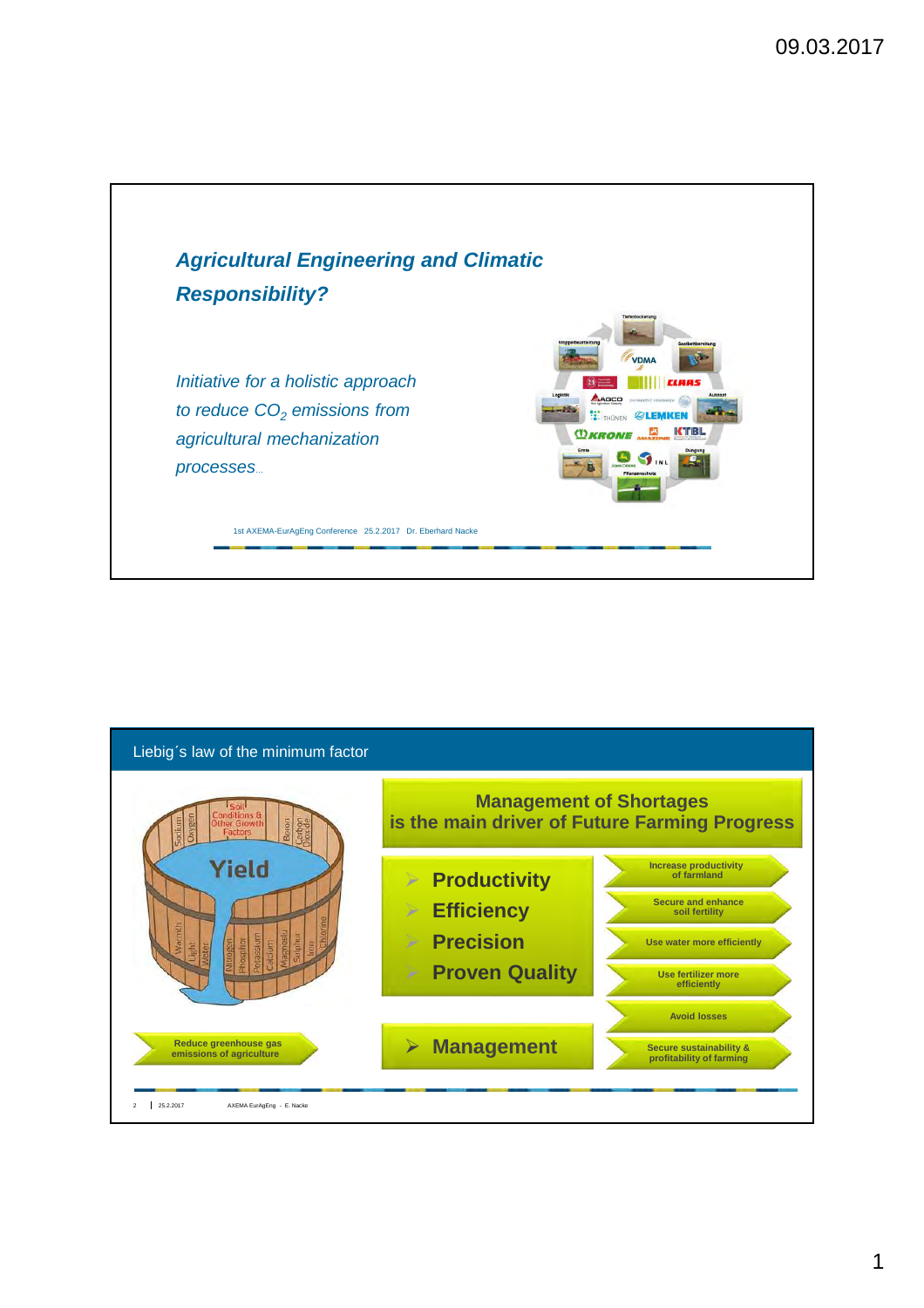## Agricultural Engineering and Climatic Responsibility?

*Initiative for a holistic approach to reduce $CO_2$ emissions from agricultural mechanization processes...*

1st AXEMA-EurAgEng Conference 25.2.2017 Dr. Eberhard Nacke

## Liebig´s law of the minimum factor

**Management of Shortages is the main driver of Future Farming Progress**

- Productivity
- Efficiency
- Precision
- Proven Quality

- Increase productivity of farmland
- Secure and enhance soil fertility
- Use water more efficiently
- Use fertilizer more efficiently
- Avoid losses
- Secure sustainability & profitability of farming

- Management

Reduce greenhouse gas emissions of agriculture

25.2.2017 AXEMA EurAgEng - E. Nacke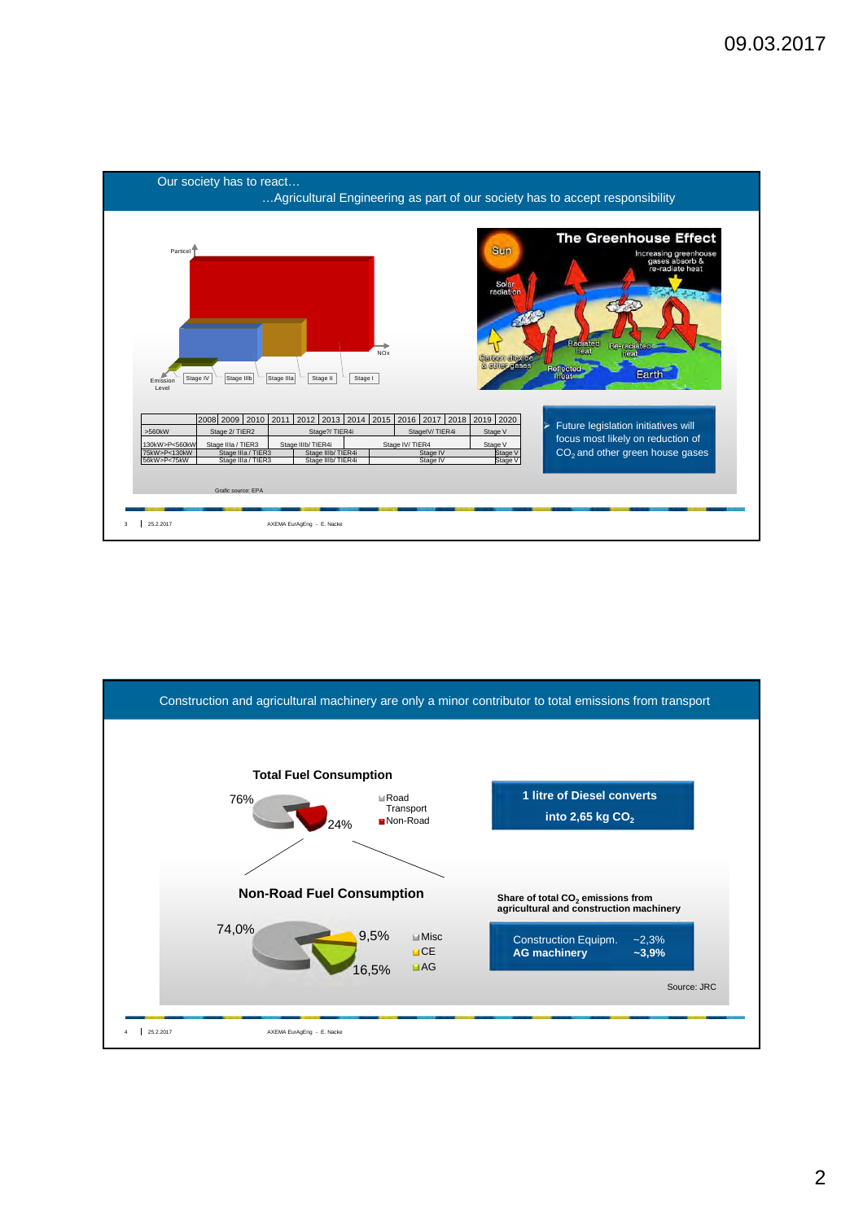## Our society has to react…

…Agricultural Engineering as part of our society has to accept responsibility

Particel

NOx

Emission Level

Stage IV | Stage IIIb | Stage IIIa | Stage II | Stage I

**The Greenhouse Effect**

Increasing greenhouse gases absorb & re-radiate heat

Sun

Solar radiation

Carbon dioxide & other gases

Radiated heat

Re-radiated heat

Reflected heat

Earth

| | 2008 | 2009 | 2010 | 2011 | 2012 | 2013 | 2014 | 2015 | 2016 | 2017 | 2018 | 2019 | 2020 |
|---|---|---|---|---|---|---|---|---|---|---|---|---|---|
| >560kW | Stage 2/ TIER2 | | | Stage?/ TIER4i | | | | | StageV/ TIER4i | | | Stage V | |
| 130kW>P<560kW | Stage IIIa / TIER3 | | | Stage IIIb/ TIER4i | | | | Stage IV/ TIER4 | | | | Stage V | |
| 75kW>P<130kW | Stage IIIa / TIER3 | | | | Stage IIIb/ TIER4i | | | | Stage IV | | | | Stage V |
| 56kW>P<75kW | Stage IIIa / TIER3 | | | | Stage IIIb/ TIER4i | | | | Stage IV | | | | Stage V |

Grafic source: EPA

- Future legislation initiatives will focus most likely on reduction of $CO_2$ and other green house gases

25.2.2017 AXEMA EurAgEng - E. Nacke

## Construction and agricultural machinery are only a minor contributor to total emissions from transport

**Total Fuel Consumption**

- Road Transport: 76%
- Non-Road: 24%

**Non-Road Fuel Consumption**

- Misc: 74,0%
- CE: 9,5%
- AG: 16,5%

**1 litre of Diesel converts into 2,65 kg $CO_2$**

**Share of total $CO_2$ emissions from agricultural and construction machinery**

| | |
|---|---|
| Construction Equipm. | ~2,3% |
| **AG machinery** | **~3,9%** |

Source: JRC

25.2.2017 AXEMA EurAgEng - E. Nacke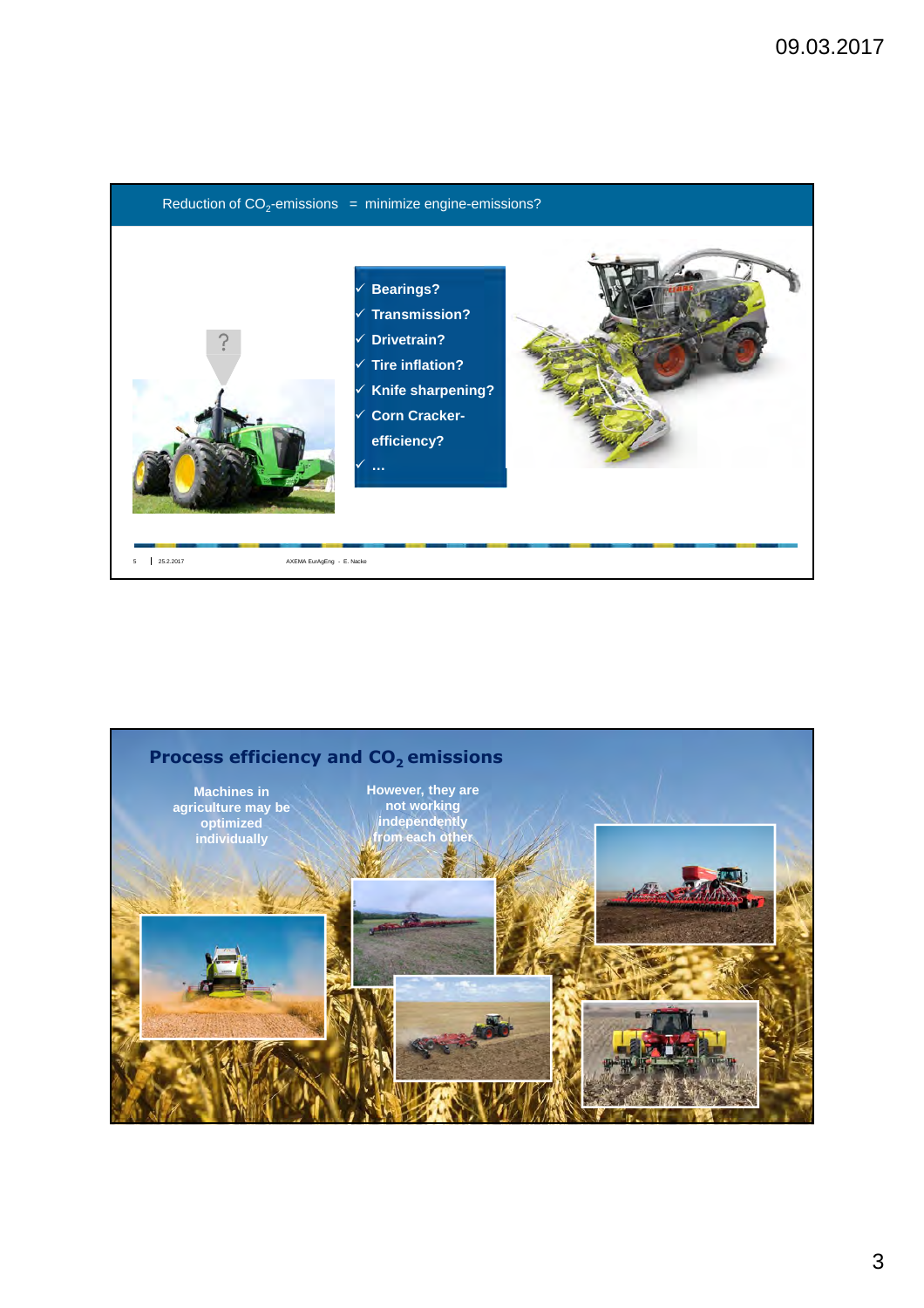## Reduction of $CO_2$-emissions = minimize engine-emissions?

- ✓ Bearings?
- ✓ Transmission?
- ✓ Drivetrain?
- ✓ Tire inflation?
- ✓ Knife sharpening?
- ✓ Corn Cracker-efficiency?
- ✓ …

## Process efficiency and $CO_2$ emissions

Machines in agriculture may be optimized individually

However, they are not working independently from each other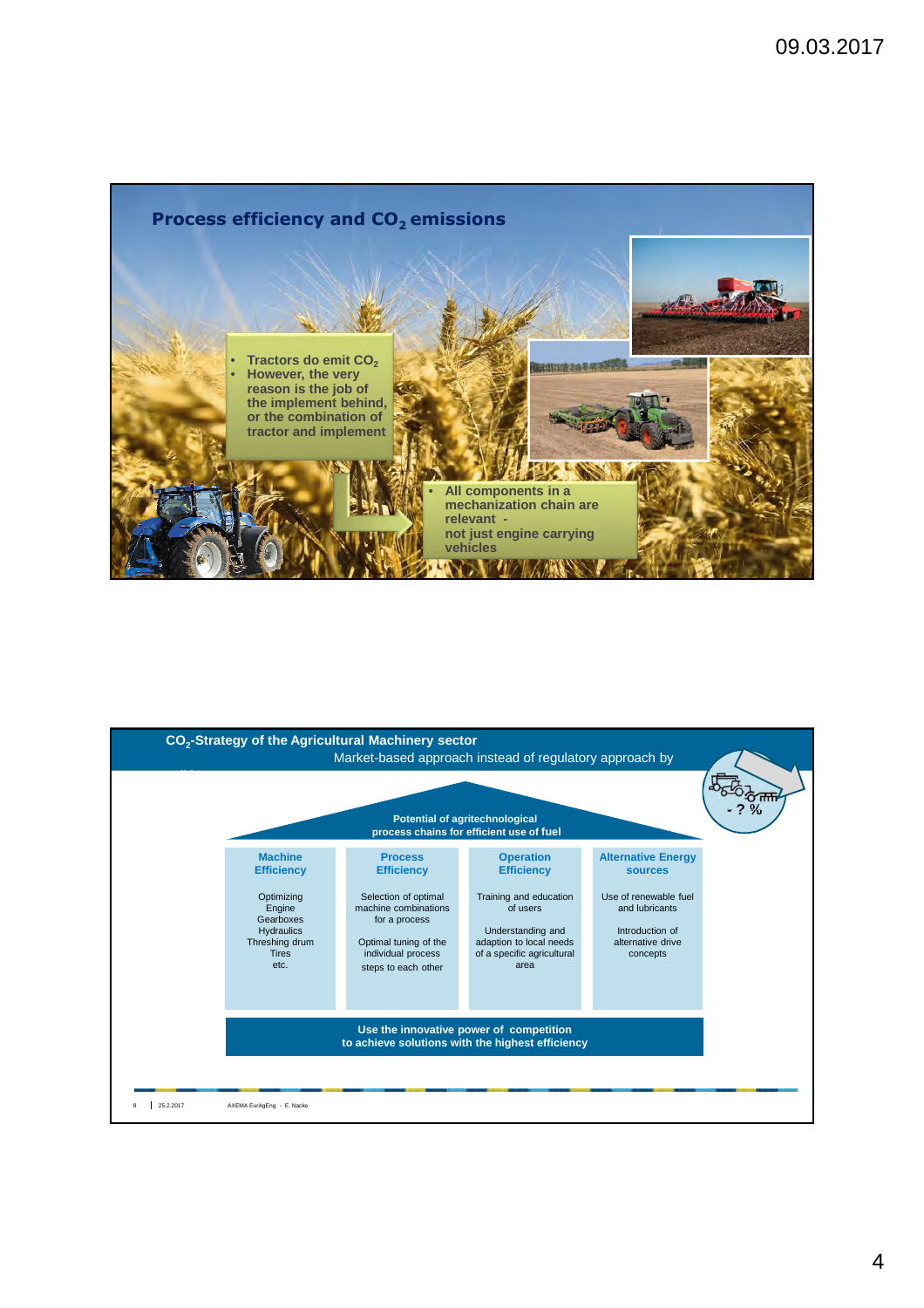## Process efficiency and $CO_2$ emissions

- Tractors do emit $CO_2$
- However, the very reason is the job of the implement behind, or the combination of tractor and implement

- All components in a mechanization chain are relevant - not just engine carrying vehicles

## $CO_2$-Strategy of the Agricultural Machinery sector

Market-based approach instead of regulatory approach by

- ? %

**Potential of agritechnological process chains for efficient use of fuel**

| Machine Efficiency | Process Efficiency | Operation Efficiency | Alternative Energy sources |
|---|---|---|---|
| Optimizing Engine Gearboxes Hydraulics Threshing drum Tires etc. | Selection of optimal machine combinations for a process<br><br>Optimal tuning of the individual process steps to each other | Training and education of users<br><br>Understanding and adaption to local needs of a specific agricultural area | Use of renewable fuel and lubricants<br><br>Introduction of alternative drive concepts |

**Use the innovative power of competition to achieve solutions with the highest efficiency**

8 | 25.2.2017 AXEMA EurAgEng - E. Nacke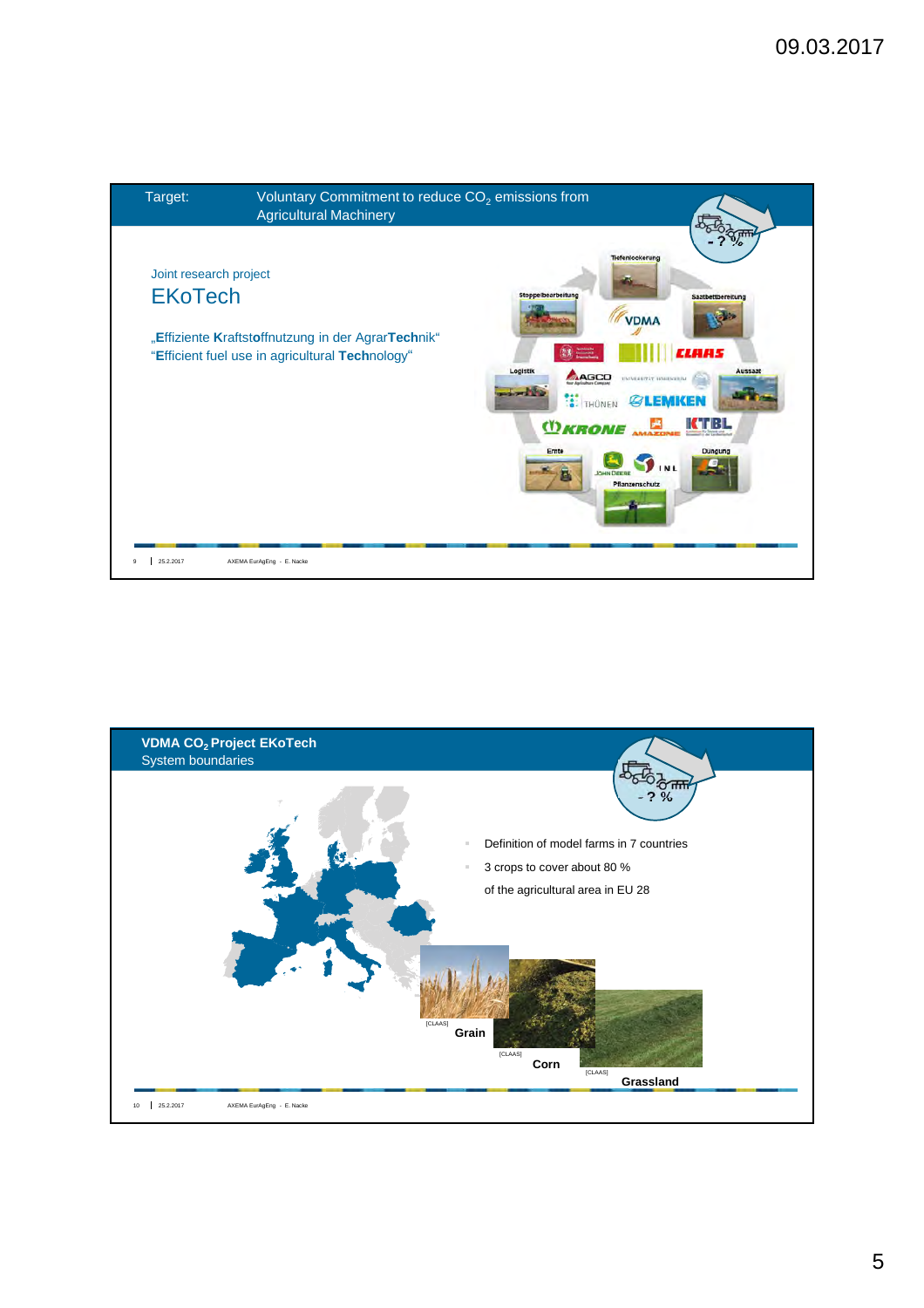**Target:** Voluntary Commitment to reduce $CO_2$ emissions from Agricultural Machinery

Joint research project

## EKoTech

„**E**ffiziente **K**raftst**o**ffnutzung in der Agrar**Tech**nik"
"**E**fficient fuel use in agricultural **Tech**nology"

Tiefenlockerung · Saatbettbereitung · Aussaat · Düngung · Pflanzenschutz · Ernte · Logistik · Stoppelbearbeitung

VDMA · CLAAS · AGCO · THÜNEN · LEMKEN · KRONE · AMAZONE · KTBL · JOHN DEERE · INL

9 | 25.2.2017 AXEMA EurAgEng - E. Nacke

---

## VDMA $CO_2$ Project EKoTech

System boundaries

- Definition of model farms in 7 countries
- 3 crops to cover about 80 % of the agricultural area in EU 28

[CLAAS] Grain

[CLAAS] Corn

[CLAAS] Grassland

10 | 25.2.2017 AXEMA EurAgEng - E. Nacke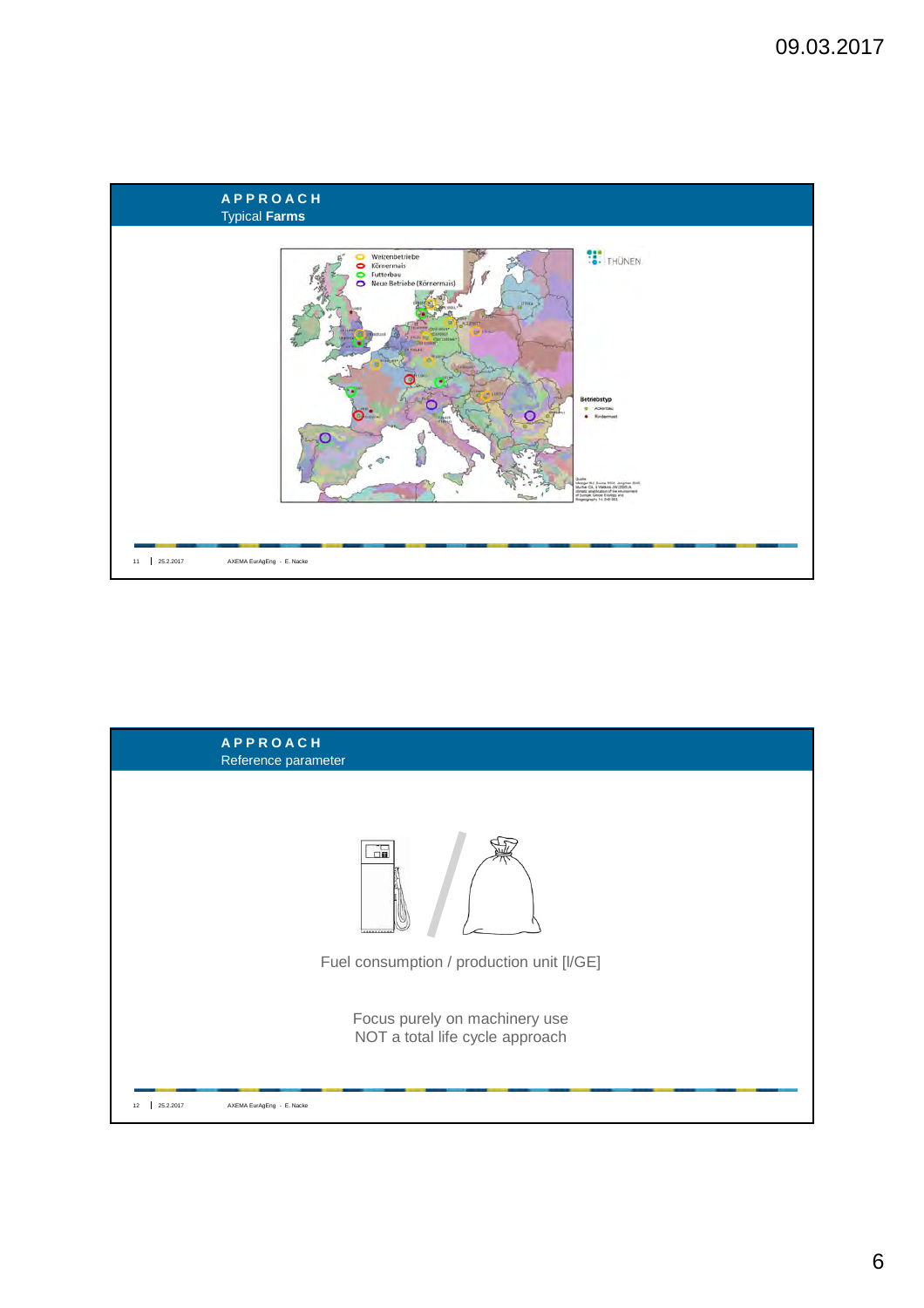## APPROACH
### Typical **Farms**

Weizenbetriebe
Körnermais
Futterbau
Neue Betriebe (Körnermais)

THÜNEN

Betriebstyp
Ackerbau
Rindermast

## APPROACH
### Reference parameter

Fuel consumption / production unit [l/GE]

Focus purely on machinery use
NOT a total life cycle approach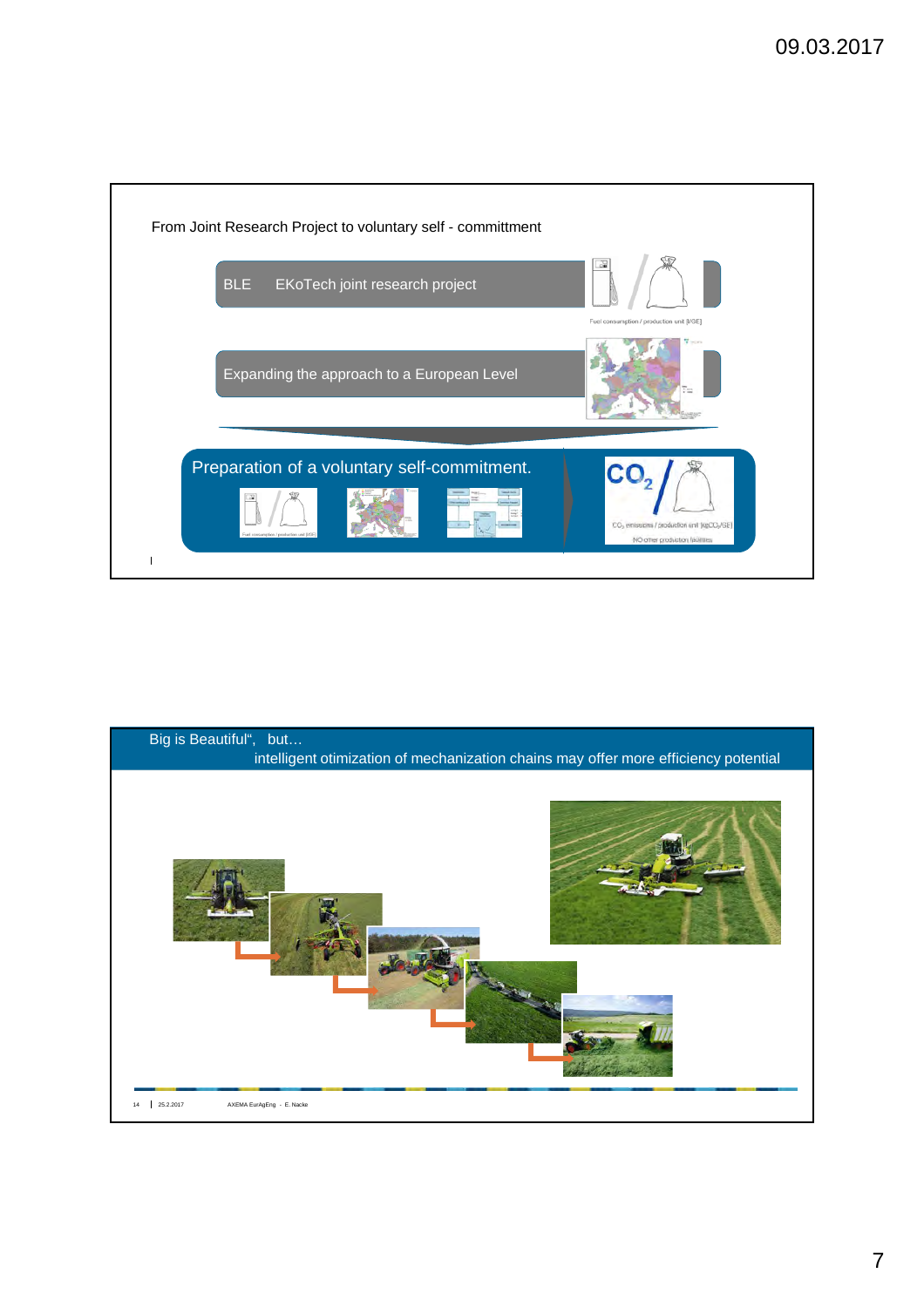From Joint Research Project to voluntary self - committment

BLE EKoTech joint research project

Fuel consumption / production unit [l/GE]

Expanding the approach to a European Level

Preparation of a voluntary self-commitment.

$CO_2$ emissions / production unit [kg$CO_2$/GE]

NO other production facilities

Big is Beautiful", but…

intelligent otimization of mechanization chains may offer more efficiency potential

14 | 25.2.2017 AXEMA EurAgEng - E. Nacke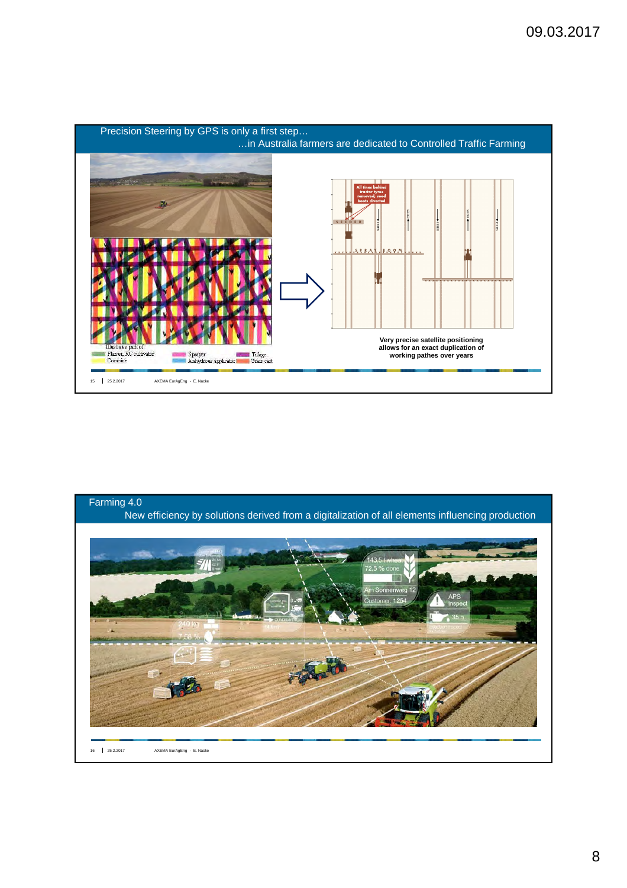## Precision Steering by GPS is only a first step…

…in Australia farmers are dedicated to Controlled Traffic Farming

Illustrates path of:
- Planter, RC cultivator
- Combine
- Sprayer
- Anhydrous applicator
- Tillage
- Grain cart

All tines behind tractor tyres removed, seed boots diverted

SEEDER

SPRAY BOOM

Very precise satellite positioning allows for an exact duplication of working pathes over years

## Farming 4.0

New efficiency by solutions derived from a digitalization of all elements influencing production

143,5 t wheat
72,5 % done

Am Sonnenweg 12
Customer: 1254

APS inspect

35 h

240 kg

7,58 %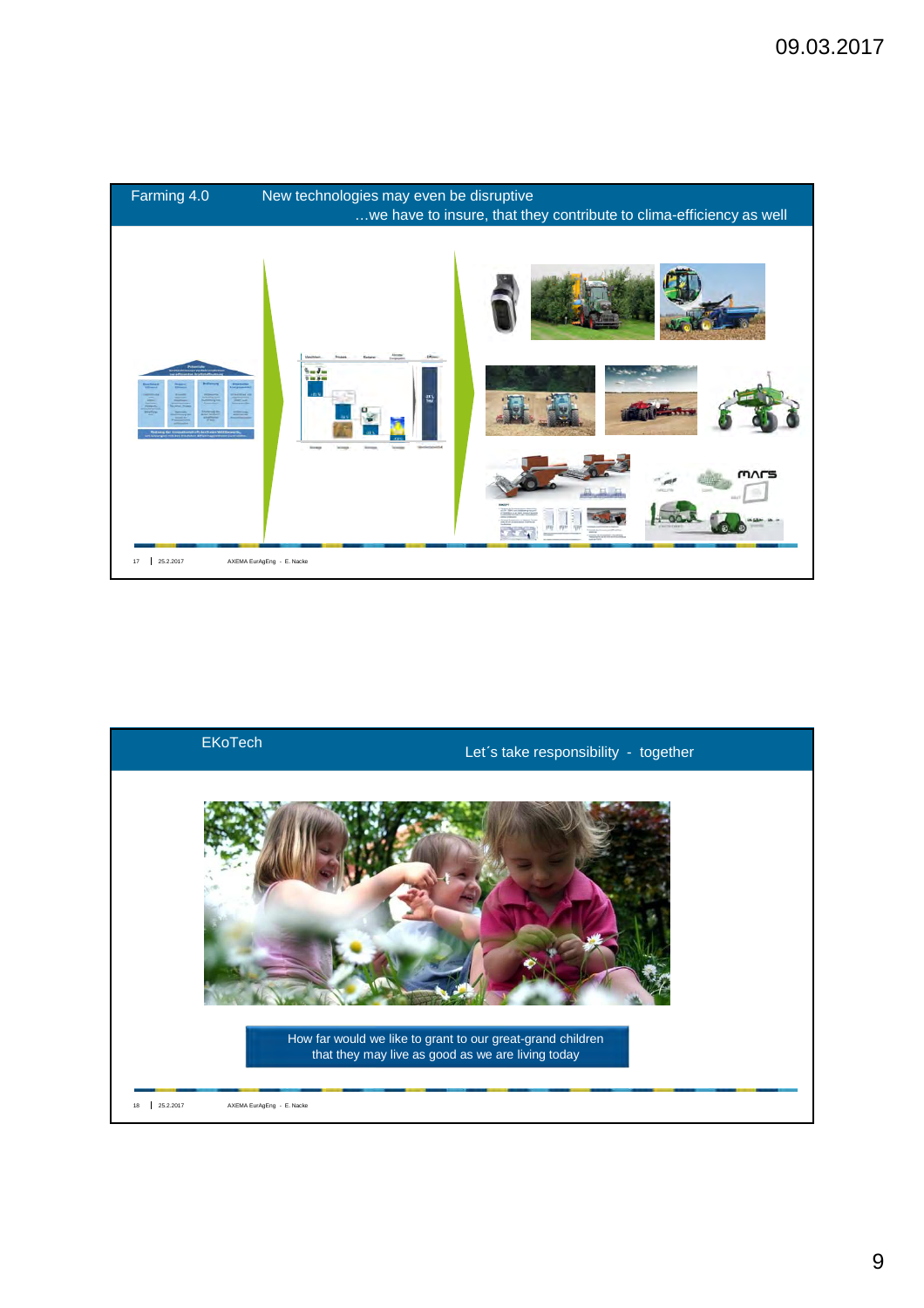## Farming 4.0 — New technologies may even be disruptive

…we have to insure, that they contribute to clima-efficiency as well

## EKoTech — Let´s take responsibility - together

How far would we like to grant to our great-grand children that they may live as good as we are living today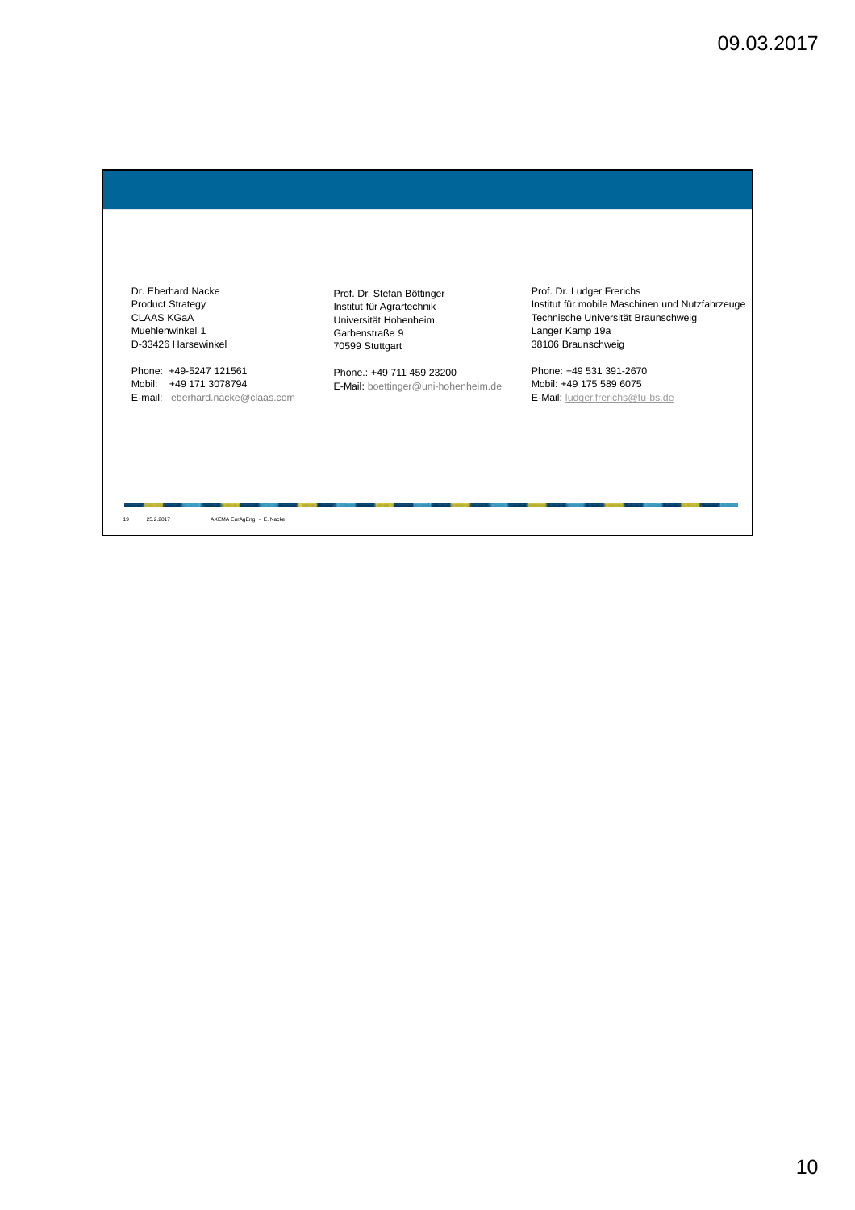Dr. Eberhard Nacke
Product Strategy
CLAAS KGaA
Muehlenwinkel 1
D-33426 Harsewinkel

Phone: +49-5247 121561
Mobil: +49 171 3078794
E-mail: eberhard.nacke@claas.com

Prof. Dr. Stefan Böttinger
Institut für Agrartechnik
Universität Hohenheim
Garbenstraße 9
70599 Stuttgart

Phone.: +49 711 459 23200
E-Mail: boettinger@uni-hohenheim.de

Prof. Dr. Ludger Frerichs
Institut für mobile Maschinen und Nutzfahrzeuge
Technische Universität Braunschweig
Langer Kamp 19a
38106 Braunschweig

Phone: +49 531 391-2670
Mobil: +49 175 589 6075
E-Mail: ludger.frerichs@tu-bs.de